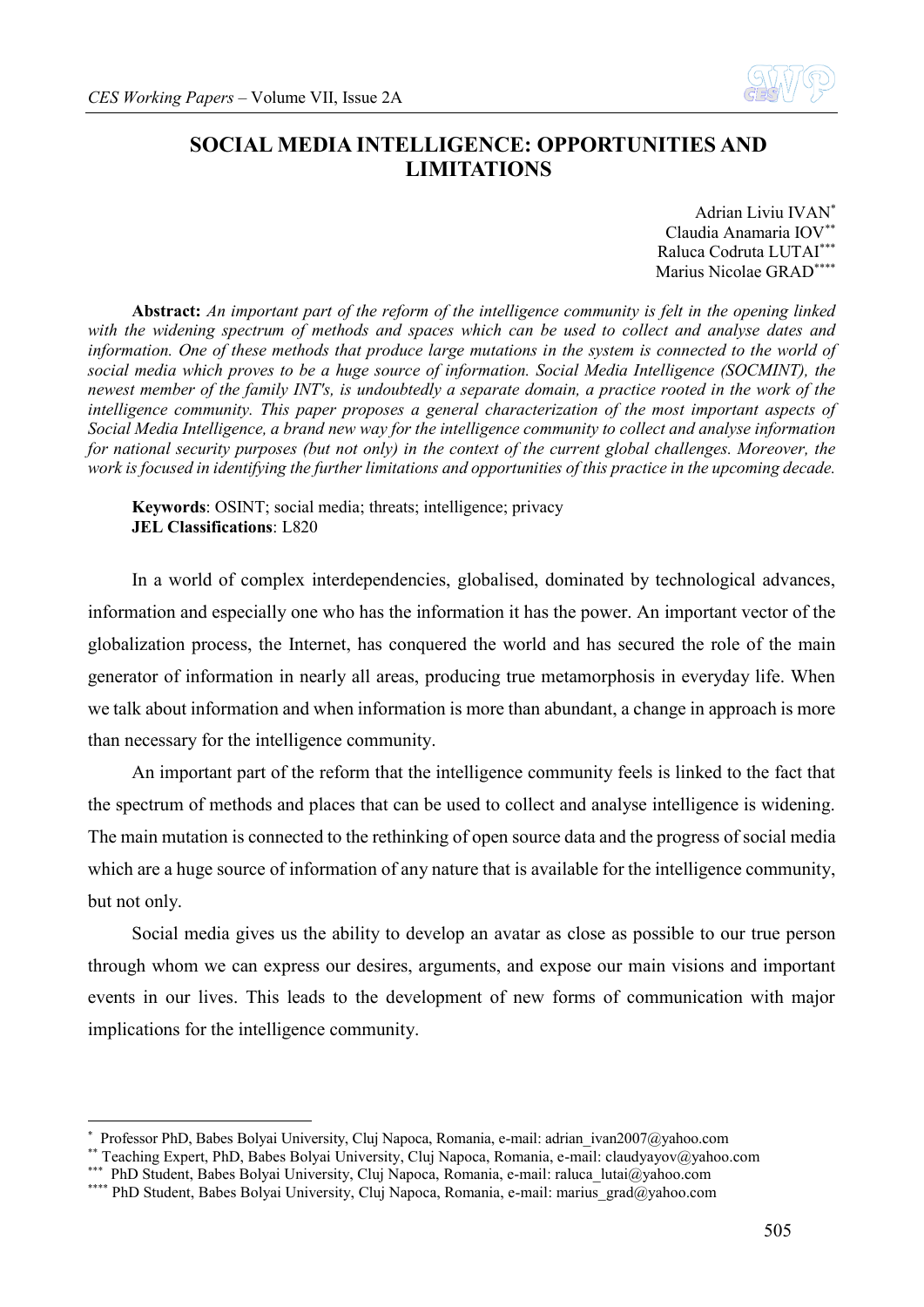# SOCIAL MEDIA INTELLIGENCE: OPPORTUNITIES AND LIMITATIONS

Adrian Liviu IVAN[*]
Claudia Anamaria IOV[**]
Raluca Codruta LUTAI[***]
Marius Nicolae GRAD[****]

**Abstract:** *An important part of the reform of the intelligence community is felt in the opening linked with the widening spectrum of methods and spaces which can be used to collect and analyse dates and information. One of these methods that produce large mutations in the system is connected to the world of social media which proves to be a huge source of information. Social Media Intelligence (SOCMINT), the newest member of the family INT's, is undoubtedly a separate domain, a practice rooted in the work of the intelligence community. This paper proposes a general characterization of the most important aspects of Social Media Intelligence, a brand new way for the intelligence community to collect and analyse information for national security purposes (but not only) in the context of the current global challenges. Moreover, the work is focused in identifying the further limitations and opportunities of this practice in the upcoming decade.*

**Keywords**: OSINT; social media; threats; intelligence; privacy
**JEL Classifications**: L820

In a world of complex interdependencies, globalised, dominated by technological advances, information and especially one who has the information it has the power. An important vector of the globalization process, the Internet, has conquered the world and has secured the role of the main generator of information in nearly all areas, producing true metamorphosis in everyday life. When we talk about information and when information is more than abundant, a change in approach is more than necessary for the intelligence community.

An important part of the reform that the intelligence community feels is linked to the fact that the spectrum of methods and places that can be used to collect and analyse intelligence is widening. The main mutation is connected to the rethinking of open source data and the progress of social media which are a huge source of information of any nature that is available for the intelligence community, but not only.

Social media gives us the ability to develop an avatar as close as possible to our true person through whom we can express our desires, arguments, and expose our main visions and important events in our lives. This leads to the development of new forms of communication with major implications for the intelligence community.

---

[*] Professor PhD, Babes Bolyai University, Cluj Napoca, Romania, e-mail: adrian_ivan2007@yahoo.com
[**] Teaching Expert, PhD, Babes Bolyai University, Cluj Napoca, Romania, e-mail: claudyayov@yahoo.com
[***] PhD Student, Babes Bolyai University, Cluj Napoca, Romania, e-mail: raluca_lutai@yahoo.com
[****] PhD Student, Babes Bolyai University, Cluj Napoca, Romania, e-mail: marius_grad@yahoo.com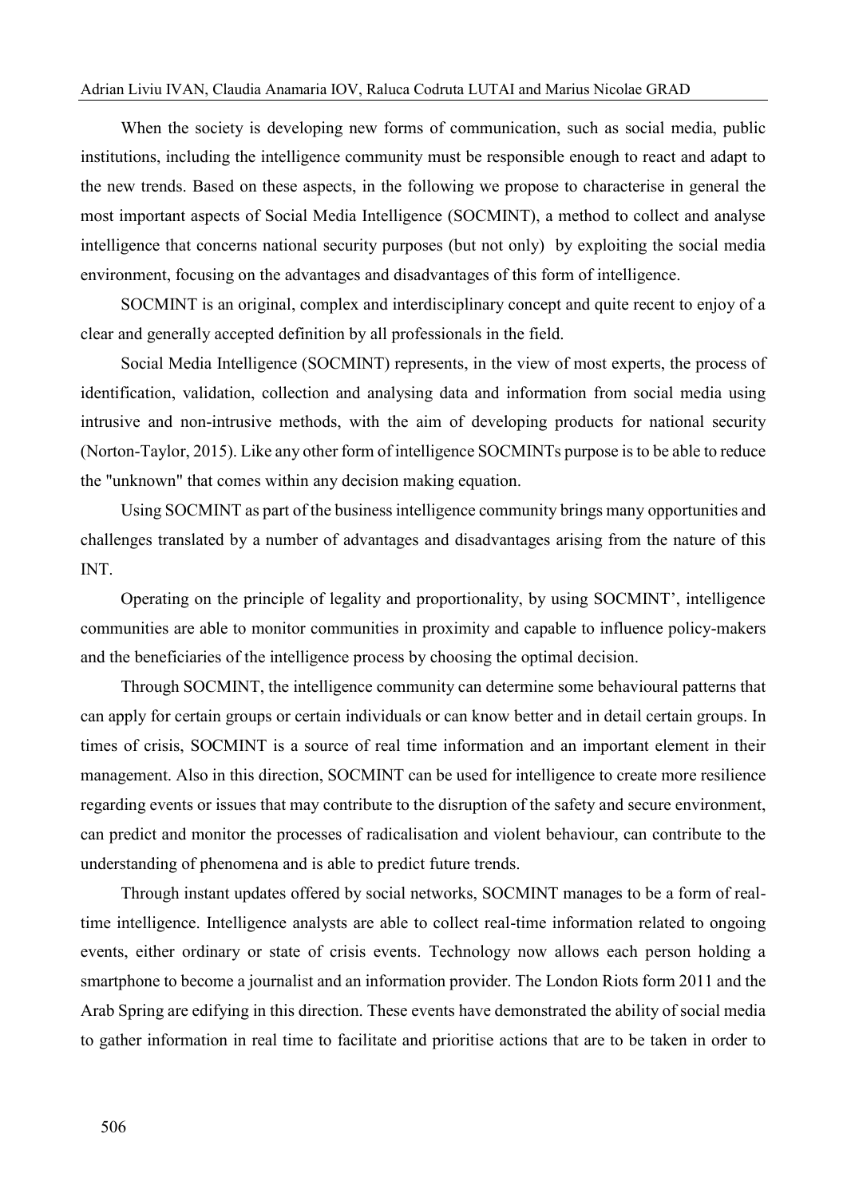When the society is developing new forms of communication, such as social media, public institutions, including the intelligence community must be responsible enough to react and adapt to the new trends. Based on these aspects, in the following we propose to characterise in general the most important aspects of Social Media Intelligence (SOCMINT), a method to collect and analyse intelligence that concerns national security purposes (but not only) by exploiting the social media environment, focusing on the advantages and disadvantages of this form of intelligence.

SOCMINT is an original, complex and interdisciplinary concept and quite recent to enjoy of a clear and generally accepted definition by all professionals in the field.

Social Media Intelligence (SOCMINT) represents, in the view of most experts, the process of identification, validation, collection and analysing data and information from social media using intrusive and non-intrusive methods, with the aim of developing products for national security (Norton-Taylor, 2015). Like any other form of intelligence SOCMINTs purpose is to be able to reduce the "unknown" that comes within any decision making equation.

Using SOCMINT as part of the business intelligence community brings many opportunities and challenges translated by a number of advantages and disadvantages arising from the nature of this INT.

Operating on the principle of legality and proportionality, by using SOCMINT', intelligence communities are able to monitor communities in proximity and capable to influence policy-makers and the beneficiaries of the intelligence process by choosing the optimal decision.

Through SOCMINT, the intelligence community can determine some behavioural patterns that can apply for certain groups or certain individuals or can know better and in detail certain groups. In times of crisis, SOCMINT is a source of real time information and an important element in their management. Also in this direction, SOCMINT can be used for intelligence to create more resilience regarding events or issues that may contribute to the disruption of the safety and secure environment, can predict and monitor the processes of radicalisation and violent behaviour, can contribute to the understanding of phenomena and is able to predict future trends.

Through instant updates offered by social networks, SOCMINT manages to be a form of real-time intelligence. Intelligence analysts are able to collect real-time information related to ongoing events, either ordinary or state of crisis events. Technology now allows each person holding a smartphone to become a journalist and an information provider. The London Riots form 2011 and the Arab Spring are edifying in this direction. These events have demonstrated the ability of social media to gather information in real time to facilitate and prioritise actions that are to be taken in order to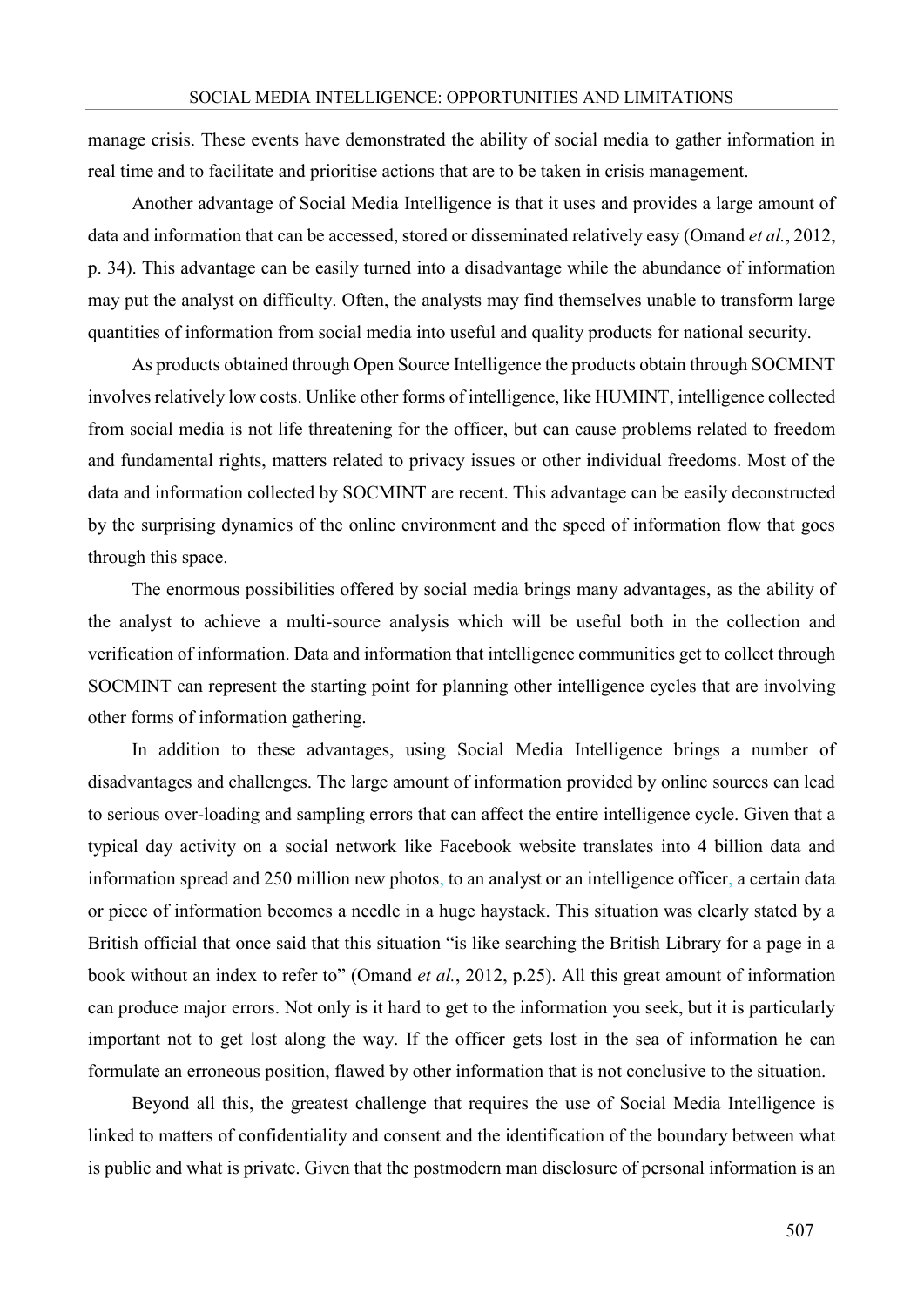manage crisis. These events have demonstrated the ability of social media to gather information in real time and to facilitate and prioritise actions that are to be taken in crisis management.

Another advantage of Social Media Intelligence is that it uses and provides a large amount of data and information that can be accessed, stored or disseminated relatively easy (Omand *et al.*, 2012, p. 34). This advantage can be easily turned into a disadvantage while the abundance of information may put the analyst on difficulty. Often, the analysts may find themselves unable to transform large quantities of information from social media into useful and quality products for national security.

As products obtained through Open Source Intelligence the products obtain through SOCMINT involves relatively low costs. Unlike other forms of intelligence, like HUMINT, intelligence collected from social media is not life threatening for the officer, but can cause problems related to freedom and fundamental rights, matters related to privacy issues or other individual freedoms. Most of the data and information collected by SOCMINT are recent. This advantage can be easily deconstructed by the surprising dynamics of the online environment and the speed of information flow that goes through this space.

The enormous possibilities offered by social media brings many advantages, as the ability of the analyst to achieve a multi-source analysis which will be useful both in the collection and verification of information. Data and information that intelligence communities get to collect through SOCMINT can represent the starting point for planning other intelligence cycles that are involving other forms of information gathering.

In addition to these advantages, using Social Media Intelligence brings a number of disadvantages and challenges. The large amount of information provided by online sources can lead to serious over-loading and sampling errors that can affect the entire intelligence cycle. Given that a typical day activity on a social network like Facebook website translates into 4 billion data and information spread and 250 million new photos, to an analyst or an intelligence officer, a certain data or piece of information becomes a needle in a huge haystack. This situation was clearly stated by a British official that once said that this situation "is like searching the British Library for a page in a book without an index to refer to" (Omand *et al.*, 2012, p.25). All this great amount of information can produce major errors. Not only is it hard to get to the information you seek, but it is particularly important not to get lost along the way. If the officer gets lost in the sea of information he can formulate an erroneous position, flawed by other information that is not conclusive to the situation.

Beyond all this, the greatest challenge that requires the use of Social Media Intelligence is linked to matters of confidentiality and consent and the identification of the boundary between what is public and what is private. Given that the postmodern man disclosure of personal information is an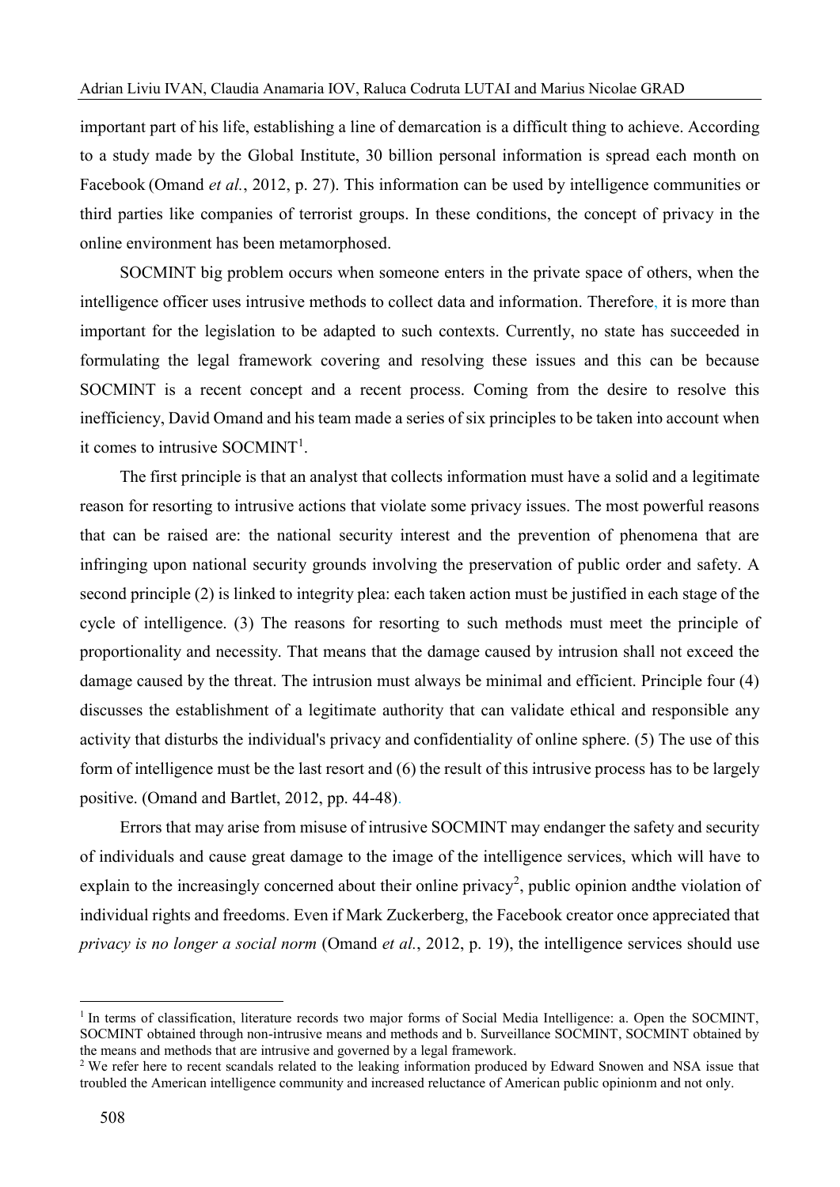important part of his life, establishing a line of demarcation is a difficult thing to achieve. According to a study made by the Global Institute, 30 billion personal information is spread each month on Facebook (Omand *et al.*, 2012, p. 27). This information can be used by intelligence communities or third parties like companies of terrorist groups. In these conditions, the concept of privacy in the online environment has been metamorphosed.

SOCMINT big problem occurs when someone enters in the private space of others, when the intelligence officer uses intrusive methods to collect data and information. Therefore, it is more than important for the legislation to be adapted to such contexts. Currently, no state has succeeded in formulating the legal framework covering and resolving these issues and this can be because SOCMINT is a recent concept and a recent process. Coming from the desire to resolve this inefficiency, David Omand and his team made a series of six principles to be taken into account when it comes to intrusive SOCMINT[1].

The first principle is that an analyst that collects information must have a solid and a legitimate reason for resorting to intrusive actions that violate some privacy issues. The most powerful reasons that can be raised are: the national security interest and the prevention of phenomena that are infringing upon national security grounds involving the preservation of public order and safety. A second principle (2) is linked to integrity plea: each taken action must be justified in each stage of the cycle of intelligence. (3) The reasons for resorting to such methods must meet the principle of proportionality and necessity. That means that the damage caused by intrusion shall not exceed the damage caused by the threat. The intrusion must always be minimal and efficient. Principle four (4) discusses the establishment of a legitimate authority that can validate ethical and responsible any activity that disturbs the individual's privacy and confidentiality of online sphere. (5) The use of this form of intelligence must be the last resort and (6) the result of this intrusive process has to be largely positive. (Omand and Bartlet, 2012, pp. 44-48).

Errors that may arise from misuse of intrusive SOCMINT may endanger the safety and security of individuals and cause great damage to the image of the intelligence services, which will have to explain to the increasingly concerned about their online privacy[2], public opinion andthe violation of individual rights and freedoms. Even if Mark Zuckerberg, the Facebook creator once appreciated that *privacy is no longer a social norm* (Omand *et al.*, 2012, p. 19), the intelligence services should use

---

[1] In terms of classification, literature records two major forms of Social Media Intelligence: a. Open the SOCMINT, SOCMINT obtained through non-intrusive means and methods and b. Surveillance SOCMINT, SOCMINT obtained by the means and methods that are intrusive and governed by a legal framework.

[2] We refer here to recent scandals related to the leaking information produced by Edward Snowen and NSA issue that troubled the American intelligence community and increased reluctance of American public opinionm and not only.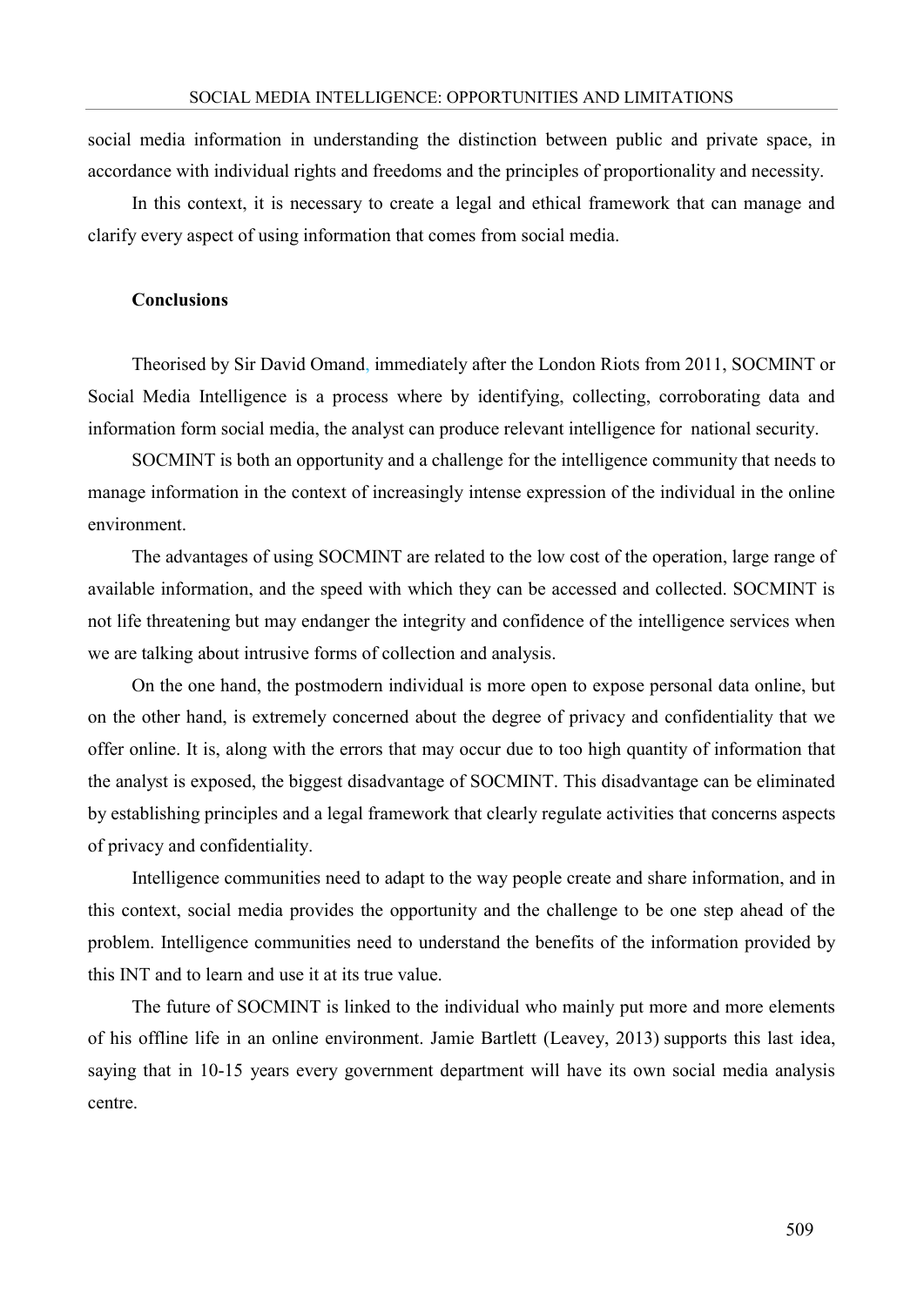social media information in understanding the distinction between public and private space, in accordance with individual rights and freedoms and the principles of proportionality and necessity.

In this context, it is necessary to create a legal and ethical framework that can manage and clarify every aspect of using information that comes from social media.

## Conclusions

Theorised by Sir David Omand, immediately after the London Riots from 2011, SOCMINT or Social Media Intelligence is a process where by identifying, collecting, corroborating data and information form social media, the analyst can produce relevant intelligence for national security.

SOCMINT is both an opportunity and a challenge for the intelligence community that needs to manage information in the context of increasingly intense expression of the individual in the online environment.

The advantages of using SOCMINT are related to the low cost of the operation, large range of available information, and the speed with which they can be accessed and collected. SOCMINT is not life threatening but may endanger the integrity and confidence of the intelligence services when we are talking about intrusive forms of collection and analysis.

On the one hand, the postmodern individual is more open to expose personal data online, but on the other hand, is extremely concerned about the degree of privacy and confidentiality that we offer online. It is, along with the errors that may occur due to too high quantity of information that the analyst is exposed, the biggest disadvantage of SOCMINT. This disadvantage can be eliminated by establishing principles and a legal framework that clearly regulate activities that concerns aspects of privacy and confidentiality.

Intelligence communities need to adapt to the way people create and share information, and in this context, social media provides the opportunity and the challenge to be one step ahead of the problem. Intelligence communities need to understand the benefits of the information provided by this INT and to learn and use it at its true value.

The future of SOCMINT is linked to the individual who mainly put more and more elements of his offline life in an online environment. Jamie Bartlett (Leavey, 2013) supports this last idea, saying that in 10-15 years every government department will have its own social media analysis centre.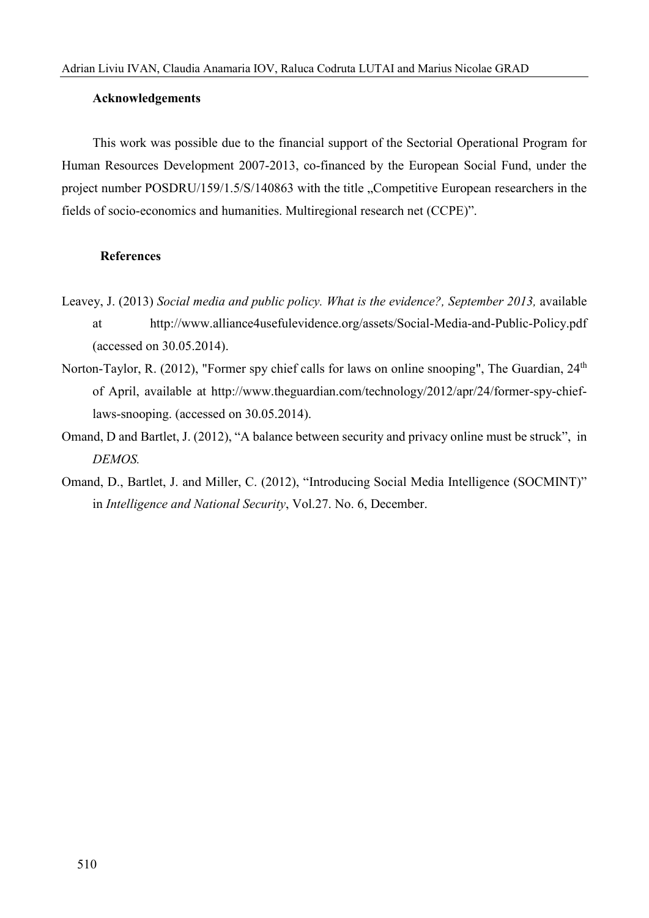## Acknowledgements

This work was possible due to the financial support of the Sectorial Operational Program for Human Resources Development 2007-2013, co-financed by the European Social Fund, under the project number POSDRU/159/1.5/S/140863 with the title „Competitive European researchers in the fields of socio-economics and humanities. Multiregional research net (CCPE)".

## References

Leavey, J. (2013) *Social media and public policy. What is the evidence?, September 2013,* available at http://www.alliance4usefulevidence.org/assets/Social-Media-and-Public-Policy.pdf (accessed on 30.05.2014).

Norton-Taylor, R. (2012), "Former spy chief calls for laws on online snooping", The Guardian, 24th of April, available at http://www.theguardian.com/technology/2012/apr/24/former-spy-chief-laws-snooping. (accessed on 30.05.2014).

Omand, D and Bartlet, J. (2012), "A balance between security and privacy online must be struck", in *DEMOS.*

Omand, D., Bartlet, J. and Miller, C. (2012), "Introducing Social Media Intelligence (SOCMINT)" in *Intelligence and National Security*, Vol.27. No. 6, December.